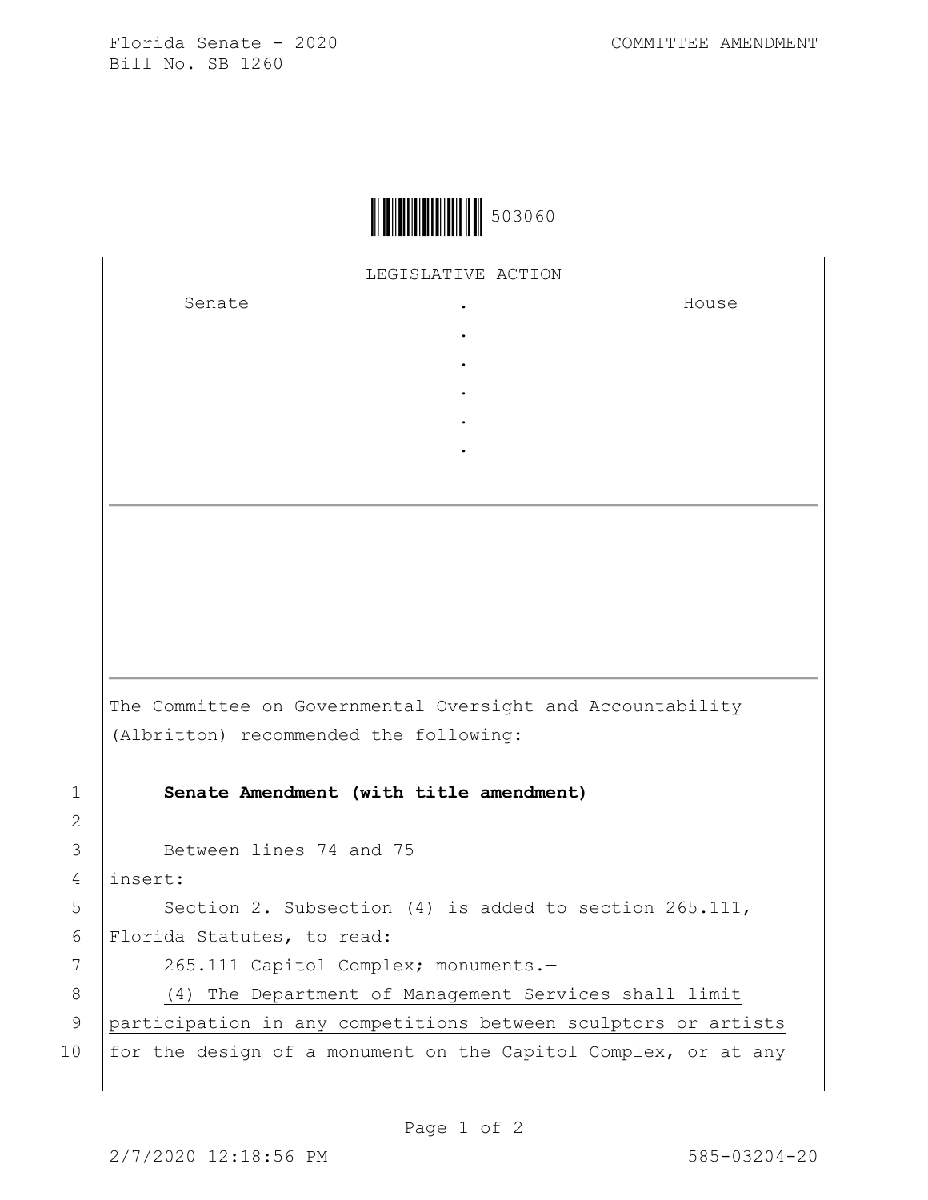Florida Senate - 2020
Bill No. SB 1260

COMMITTEE AMENDMENT

503060

LEGISLATIVE ACTION

| Senate | . | House |
|---|---|---|
| | . | |
| | . | |
| | . | |
| | . | |
| | . | |

The Committee on Governmental Oversight and Accountability (Albritton) recommended the following:

1 **Senate Amendment (with title amendment)**

2

3 Between lines 74 and 75

4 insert:

5 Section 2. Subsection (4) is added to section 265.111,

6 Florida Statutes, to read:

7 265.111 Capitol Complex; monuments.—

8 <u>(4) The Department of Management Services shall limit</u>

9 <u>participation in any competitions between sculptors or artists</u>

10 <u>for the design of a monument on the Capitol Complex, or at any</u>

2/7/2020 12:18:56 PM 585-03204-20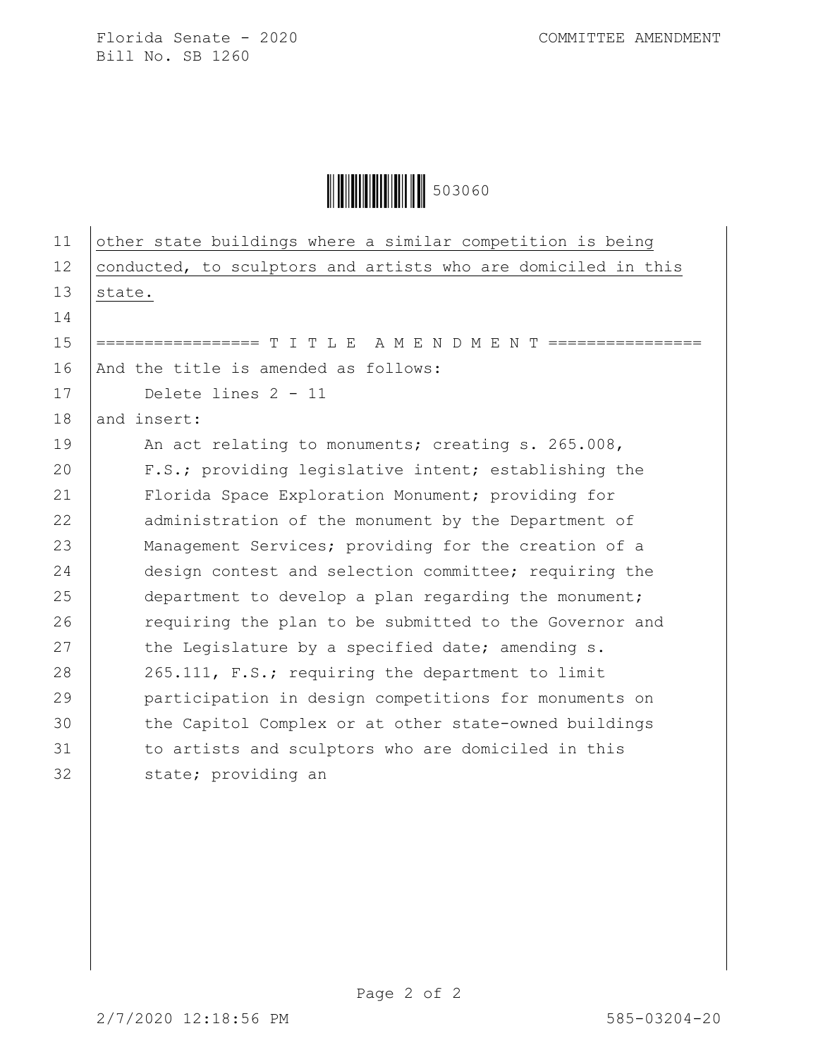other state buildings where a similar competition is being conducted, to sculptors and artists who are domiciled in this state.

================= T I T L E A M E N D M E N T ================

And the title is amended as follows:

Delete lines 2 - 11

and insert:

An act relating to monuments; creating s. 265.008, F.S.; providing legislative intent; establishing the Florida Space Exploration Monument; providing for administration of the monument by the Department of Management Services; providing for the creation of a design contest and selection committee; requiring the department to develop a plan regarding the monument; requiring the plan to be submitted to the Governor and the Legislature by a specified date; amending s. 265.111, F.S.; requiring the department to limit participation in design competitions for monuments on the Capitol Complex or at other state-owned buildings to artists and sculptors who are domiciled in this state; providing an